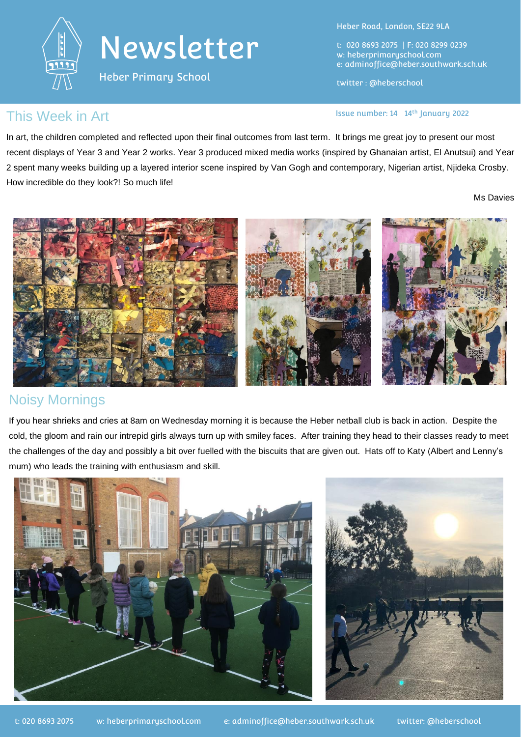# Newsletter

Heber Primary School

Heber Road, London, SE22 9LA

t: 020 8693 2075 | F: 020 8299 0239
w: heberprimaryschool.com
e: adminoffice@heber.southwark.sch.uk

twitter : @heberschool

Issue number: 14 14th January 2022

## This Week in Art

In art, the children completed and reflected upon their final outcomes from last term. It brings me great joy to present our most recent displays of Year 3 and Year 2 works. Year 3 produced mixed media works (inspired by Ghanaian artist, El Anutsui) and Year 2 spent many weeks building up a layered interior scene inspired by Van Gogh and contemporary, Nigerian artist, Njideka Crosby. How incredible do they look?! So much life!

Ms Davies

## Noisy Mornings

If you hear shrieks and cries at 8am on Wednesday morning it is because the Heber netball club is back in action. Despite the cold, the gloom and rain our intrepid girls always turn up with smiley faces. After training they head to their classes ready to meet the challenges of the day and possibly a bit over fuelled with the biscuits that are given out. Hats off to Katy (Albert and Lenny's mum) who leads the training with enthusiasm and skill.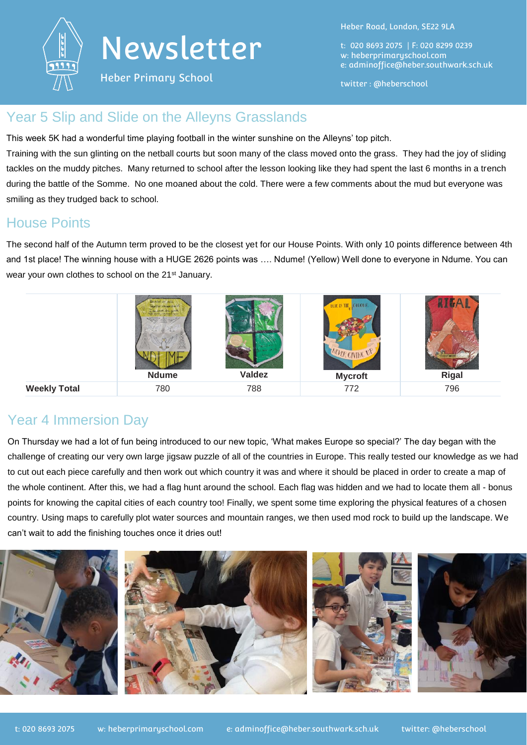# Newsletter

Heber Primary School

Heber Road, London, SE22 9LA

t: 020 8693 2075 | F: 020 8299 0239
w: heberprimaryschool.com
e: adminoffice@heber.southwark.sch.uk

twitter : @heberschool

## Year 5 Slip and Slide on the Alleyns Grasslands

This week 5K had a wonderful time playing football in the winter sunshine on the Alleyns' top pitch.

Training with the sun glinting on the netball courts but soon many of the class moved onto the grass. They had the joy of sliding tackles on the muddy pitches. Many returned to school after the lesson looking like they had spent the last 6 months in a trench during the battle of the Somme. No one moaned about the cold. There were a few comments about the mud but everyone was smiling as they trudged back to school.

## House Points

The second half of the Autumn term proved to be the closest yet for our House Points. With only 10 points difference between 4th and 1st place! The winning house with a HUGE 2626 points was …. Ndume! (Yellow) Well done to everyone in Ndume. You can wear your own clothes to school on the 21st January.

| | Ndume | Valdez | Mycroft | Rigal |
|---|---|---|---|---|
| **Weekly Total** | 780 | 788 | 772 | 796 |

## Year 4 Immersion Day

On Thursday we had a lot of fun being introduced to our new topic, 'What makes Europe so special?' The day began with the challenge of creating our very own large jigsaw puzzle of all of the countries in Europe. This really tested our knowledge as we had to cut out each piece carefully and then work out which country it was and where it should be placed in order to create a map of the whole continent. After this, we had a flag hunt around the school. Each flag was hidden and we had to locate them all - bonus points for knowing the capital cities of each country too! Finally, we spent some time exploring the physical features of a chosen country. Using maps to carefully plot water sources and mountain ranges, we then used mod rock to build up the landscape. We can't wait to add the finishing touches once it dries out!

t: 020 8693 2075 w: heberprimaryschool.com e: adminoffice@heber.southwark.sch.uk twitter: @heberschool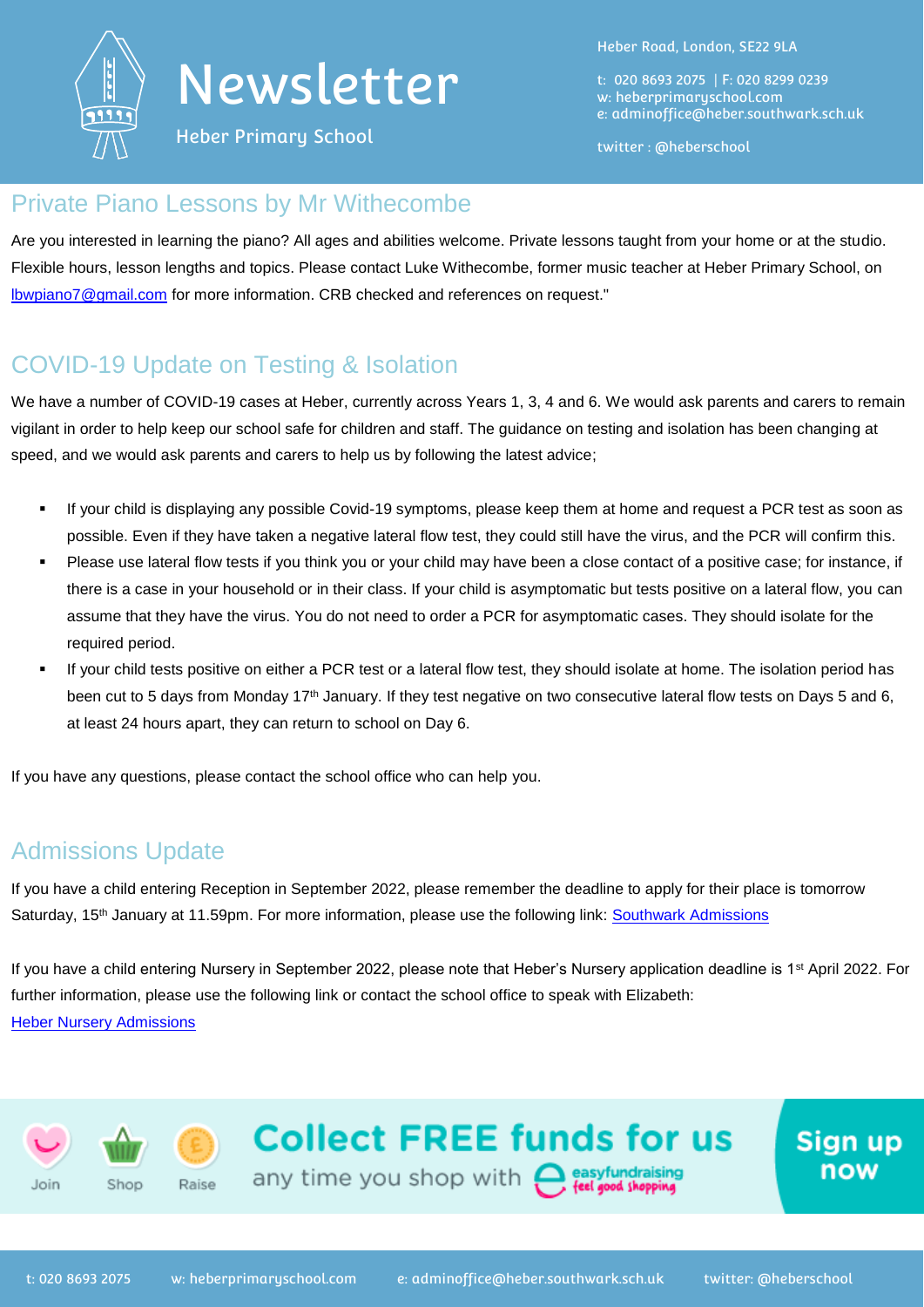## Private Piano Lessons by Mr Withecombe

Are you interested in learning the piano? All ages and abilities welcome. Private lessons taught from your home or at the studio. Flexible hours, lesson lengths and topics. Please contact Luke Withecombe, former music teacher at Heber Primary School, on lbwpiano7@gmail.com for more information. CRB checked and references on request."

## COVID-19 Update on Testing & Isolation

We have a number of COVID-19 cases at Heber, currently across Years 1, 3, 4 and 6. We would ask parents and carers to remain vigilant in order to help keep our school safe for children and staff. The guidance on testing and isolation has been changing at speed, and we would ask parents and carers to help us by following the latest advice;

- If your child is displaying any possible Covid-19 symptoms, please keep them at home and request a PCR test as soon as possible. Even if they have taken a negative lateral flow test, they could still have the virus, and the PCR will confirm this.
- Please use lateral flow tests if you think you or your child may have been a close contact of a positive case; for instance, if there is a case in your household or in their class. If your child is asymptomatic but tests positive on a lateral flow, you can assume that they have the virus. You do not need to order a PCR for asymptomatic cases. They should isolate for the required period.
- If your child tests positive on either a PCR test or a lateral flow test, they should isolate at home. The isolation period has been cut to 5 days from Monday 17th January. If they test negative on two consecutive lateral flow tests on Days 5 and 6, at least 24 hours apart, they can return to school on Day 6.

If you have any questions, please contact the school office who can help you.

## Admissions Update

If you have a child entering Reception in September 2022, please remember the deadline to apply for their place is tomorrow Saturday, 15th January at 11.59pm. For more information, please use the following link: Southwark Admissions

If you have a child entering Nursery in September 2022, please note that Heber's Nursery application deadline is 1st April 2022. For further information, please use the following link or contact the school office to speak with Elizabeth:
Heber Nursery Admissions

Join Shop Raise

**Collect FREE funds for us**
any time you shop with easyfundraising feel good shopping

**Sign up now**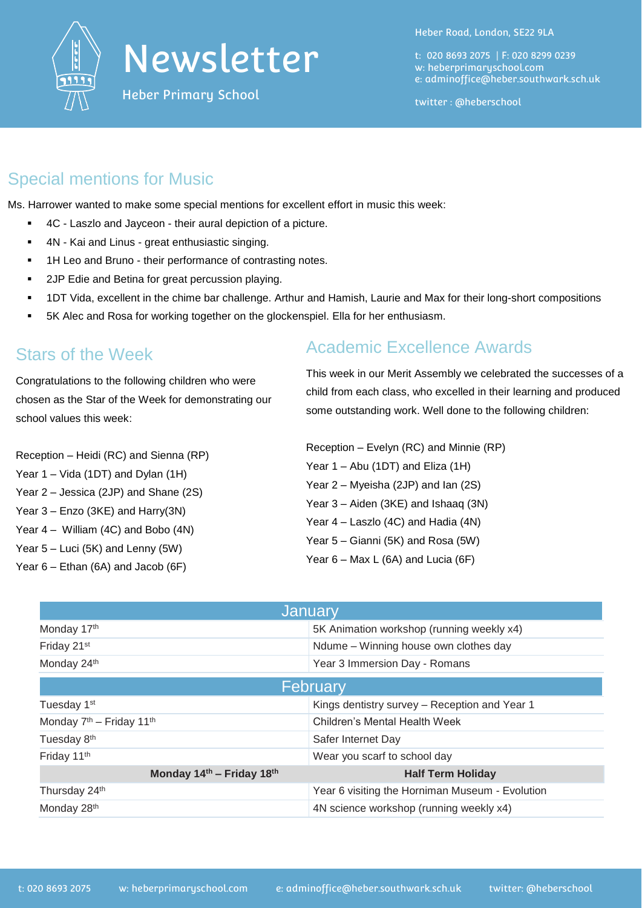# Newsletter

Heber Primary School

Heber Road, London, SE22 9LA

t: 020 8693 2075 | F: 020 8299 0239
w: heberprimaryschool.com
e: adminoffice@heber.southwark.sch.uk

twitter : @heberschool

## Special mentions for Music

Ms. Harrower wanted to make some special mentions for excellent effort in music this week:

- 4C - Laszlo and Jayceon - their aural depiction of a picture.
- 4N - Kai and Linus - great enthusiastic singing.
- 1H Leo and Bruno - their performance of contrasting notes.
- 2JP Edie and Betina for great percussion playing.
- 1DT Vida, excellent in the chime bar challenge. Arthur and Hamish, Laurie and Max for their long-short compositions
- 5K Alec and Rosa for working together on the glockenspiel. Ella for her enthusiasm.

## Stars of the Week

Congratulations to the following children who were chosen as the Star of the Week for demonstrating our school values this week:

Reception – Heidi (RC) and Sienna (RP)
Year 1 – Vida (1DT) and Dylan (1H)
Year 2 – Jessica (2JP) and Shane (2S)
Year 3 – Enzo (3KE) and Harry(3N)
Year 4 – William (4C) and Bobo (4N)
Year 5 – Luci (5K) and Lenny (5W)
Year 6 – Ethan (6A) and Jacob (6F)

## Academic Excellence Awards

This week in our Merit Assembly we celebrated the successes of a child from each class, who excelled in their learning and produced some outstanding work. Well done to the following children:

Reception – Evelyn (RC) and Minnie (RP)
Year 1 – Abu (1DT) and Eliza (1H)
Year 2 – Myeisha (2JP) and Ian (2S)
Year 3 – Aiden (3KE) and Ishaaq (3N)
Year 4 – Laszlo (4C) and Hadia (4N)
Year 5 – Gianni (5K) and Rosa (5W)
Year 6 – Max L (6A) and Lucia (6F)

| January | |
|---|---|
| Monday 17th | 5K Animation workshop (running weekly x4) |
| Friday 21st | Ndume – Winning house own clothes day |
| Monday 24th | Year 3 Immersion Day - Romans |
| **February** | |
| Tuesday 1st | Kings dentistry survey – Reception and Year 1 |
| Monday 7th – Friday 11th | Children's Mental Health Week |
| Tuesday 8th | Safer Internet Day |
| Friday 11th | Wear you scarf to school day |
| **Monday 14th – Friday 18th** | **Half Term Holiday** |
| Thursday 24th | Year 6 visiting the Horniman Museum - Evolution |
| Monday 28th | 4N science workshop (running weekly x4) |